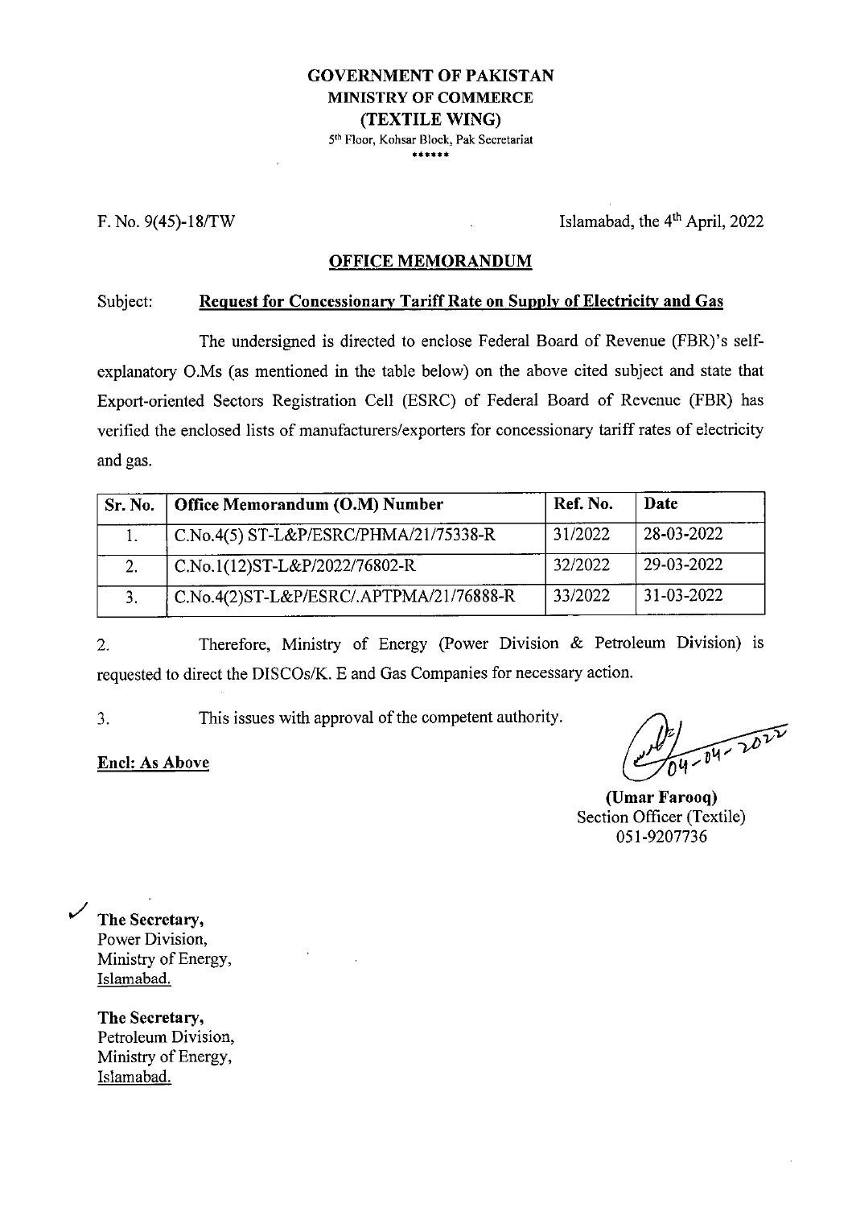**GOVERNMENT OF PAKISTAN**
**MINISTRY OF COMMERCE**
**(TEXTILE WING)**
5th Floor, Kohsar Block, Pak Secretariat
\*\*\*\*\*\*

F. No. 9(45)-18/TW

Islamabad, the 4th April, 2022

## OFFICE MEMORANDUM

Subject: **Request for Concessionary Tariff Rate on Supply of Electricity and Gas**

The undersigned is directed to enclose Federal Board of Revenue (FBR)'s self-explanatory O.Ms (as mentioned in the table below) on the above cited subject and state that Export-oriented Sectors Registration Cell (ESRC) of Federal Board of Revenue (FBR) has verified the enclosed lists of manufacturers/exporters for concessionary tariff rates of electricity and gas.

| Sr. No. | Office Memorandum (O.M) Number | Ref. No. | Date |
|---|---|---|---|
| 1. | C.No.4(5) ST-L&P/ESRC/PHMA/21/75338-R | 31/2022 | 28-03-2022 |
| 2. | C.No.1(12)ST-L&P/2022/76802-R | 32/2022 | 29-03-2022 |
| 3. | C.No.4(2)ST-L&P/ESRC/.APTPMA/21/76888-R | 33/2022 | 31-03-2022 |

2. Therefore, Ministry of Energy (Power Division & Petroleum Division) is requested to direct the DISCOs/K. E and Gas Companies for necessary action.

3. This issues with approval of the competent authority.

**Encl: As Above**

04-04-2022

**(Umar Farooq)**
Section Officer (Textile)
051-9207736

**The Secretary,**
Power Division,
Ministry of Energy,
Islamabad.

**The Secretary,**
Petroleum Division,
Ministry of Energy,
Islamabad.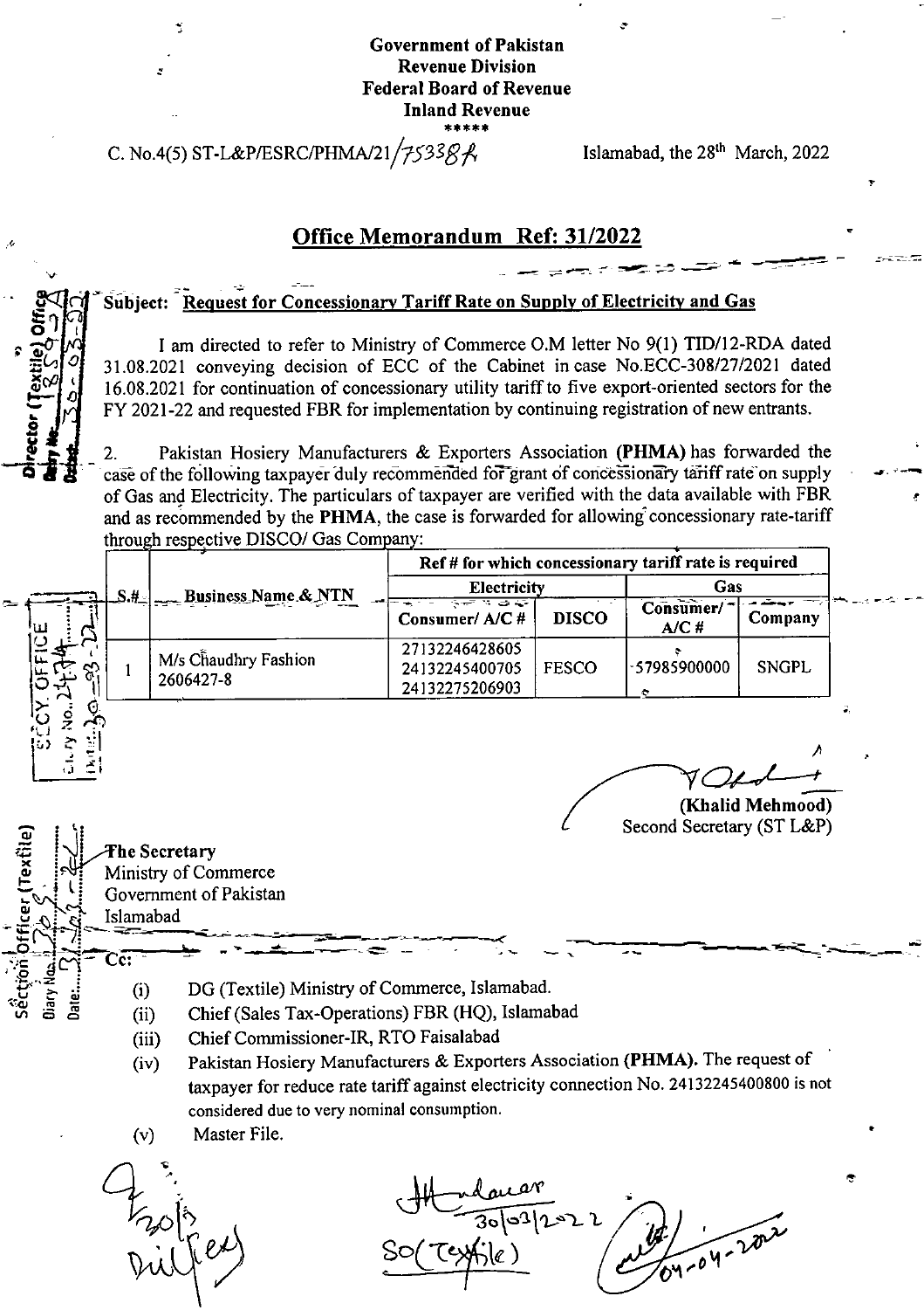**Government of Pakistan**
**Revenue Division**
**Federal Board of Revenue**
**Inland Revenue**
\*\*\*\*\*

C. No.4(5) ST-L&P/ESRC/PHMA/21/75338-R

Islamabad, the 28th March, 2022

## Office Memorandum Ref: 31/2022

**Subject: Request for Concessionary Tariff Rate on Supply of Electricity and Gas**

I am directed to refer to Ministry of Commerce O.M letter No 9(1) TID/12-RDA dated 31.08.2021 conveying decision of ECC of the Cabinet in case No.ECC-308/27/2021 dated 16.08.2021 for continuation of concessionary utility tariff to five export-oriented sectors for the FY 2021-22 and requested FBR for implementation by continuing registration of new entrants.

2. Pakistan Hosiery Manufacturers & Exporters Association **(PHMA)** has forwarded the case of the following taxpayer duly recommended for grant of concessionary tariff rate on supply of Gas and Electricity. The particulars of taxpayer are verified with the data available with FBR and as recommended by the **PHMA**, the case is forwarded for allowing concessionary rate-tariff through respective DISCO/ Gas Company:

| S.# | Business Name & NTN | Ref # for which concessionary tariff rate is required | | | |
|---|---|---|---|---|---|
| | | Electricity | | Gas | |
| | | Consumer/ A/C # | DISCO | Consumer/ A/C # | Company |
| 1 | M/s Chaudhry Fashion 2606427-8 | 27132246428605 24132245400705 24132275206903 | FESCO | 57985900000 | SNGPL |

**(Khalid Mehmood)**
Second Secretary (ST L&P)

The Secretary
Ministry of Commerce
Government of Pakistan
Islamabad

Cc:

(i) DG (Textile) Ministry of Commerce, Islamabad.
(ii) Chief (Sales Tax-Operations) FBR (HQ), Islamabad
(iii) Chief Commissioner-IR, RTO Faisalabad
(iv) Pakistan Hosiery Manufacturers & Exporters Association **(PHMA).** The request of taxpayer for reduce rate tariff against electricity connection No. 24132245400800 is not considered due to very nominal consumption.
(v) Master File.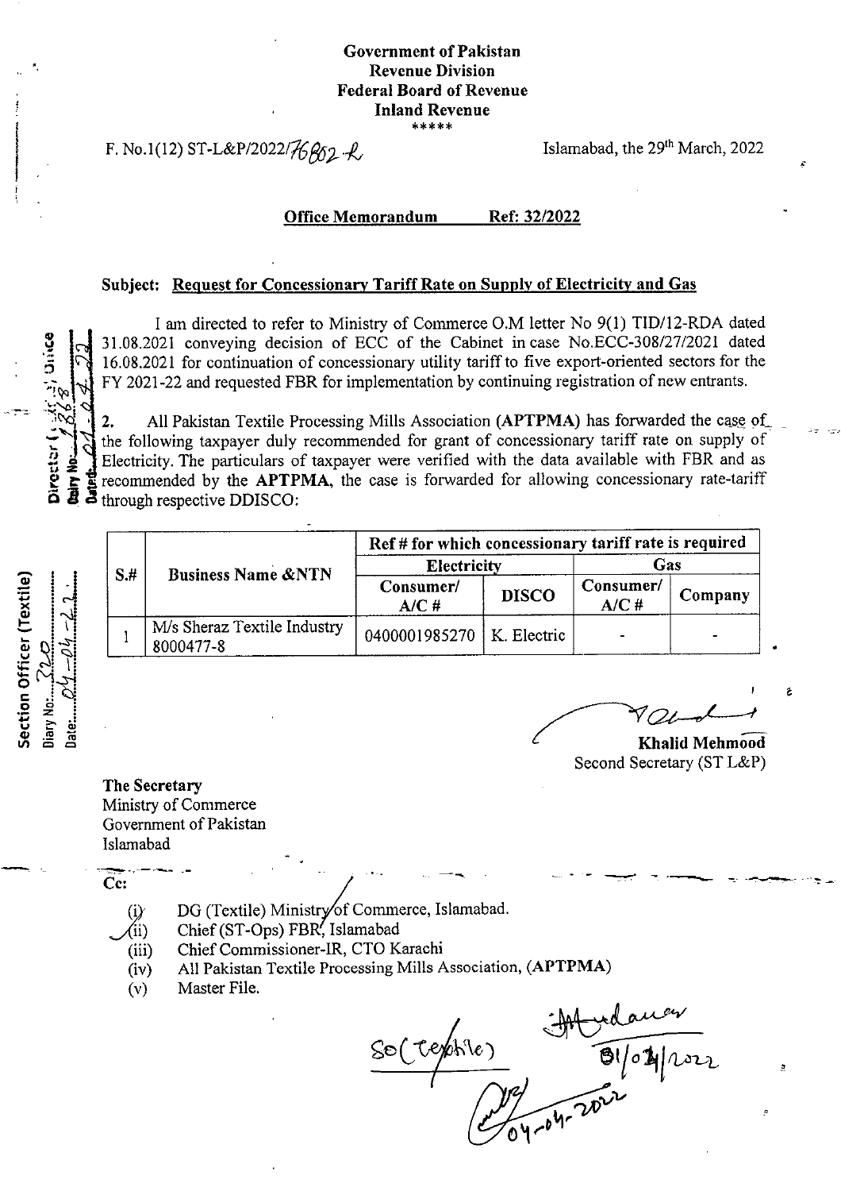**Government of Pakistan**
**Revenue Division**
**Federal Board of Revenue**
**Inland Revenue**
\*\*\*\*\*

F. No.1(12) ST-L&P/2022/76802-R

Islamabad, the 29th March, 2022

**Office Memorandum** **Ref: 32/2022**

**Subject: Request for Concessionary Tariff Rate on Supply of Electricity and Gas**

I am directed to refer to Ministry of Commerce O.M letter No 9(1) TID/12-RDA dated 31.08.2021 conveying decision of ECC of the Cabinet in case No.ECC-308/27/2021 dated 16.08.2021 for continuation of concessionary utility tariff to five export-oriented sectors for the FY 2021-22 and requested FBR for implementation by continuing registration of new entrants.

2. All Pakistan Textile Processing Mills Association (**APTPMA**) has forwarded the case of the following taxpayer duly recommended for grant of concessionary tariff rate on supply of Electricity. The particulars of taxpayer were verified with the data available with FBR and as recommended by the **APTPMA**, the case is forwarded for allowing concessionary rate-tariff through respective DDISCO:

| S.# | Business Name &NTN | Ref # for which concessionary tariff rate is required | | | |
|---|---|---|---|---|---|
| | | Electricity | | Gas | |
| | | Consumer/ A/C # | DISCO | Consumer/ A/C # | Company |
| 1 | M/s Sheraz Textile Industry 8000477-8 | 0400001985270 | K. Electric | - | - |

**Khalid Mehmood**
Second Secretary (ST L&P)

**The Secretary**
Ministry of Commerce
Government of Pakistan
Islamabad

**Cc:**

(i) DG (Textile) Ministry of Commerce, Islamabad.
(ii) Chief (ST-Ops) FBR, Islamabad
(iii) Chief Commissioner-IR, CTO Karachi
(iv) All Pakistan Textile Processing Mills Association, (**APTPMA**)
(v) Master File.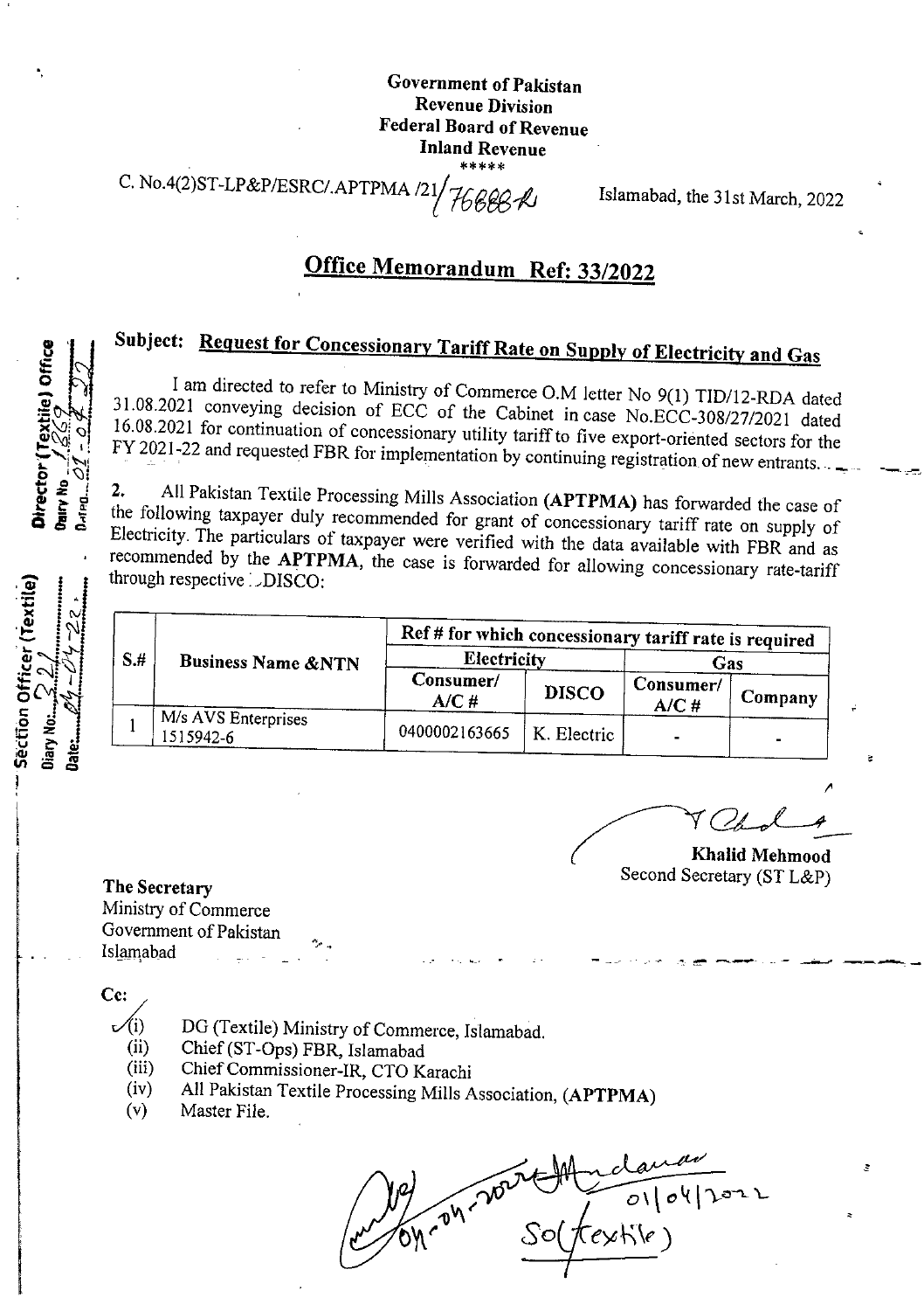**Government of Pakistan**
**Revenue Division**
**Federal Board of Revenue**
**Inland Revenue**
*****

C. No.4(2)ST-LP&P/ESRC/.APTPMA /21/76888-R

Islamabad, the 31st March, 2022

## Office Memorandum Ref: 33/2022

**Subject: Request for Concessionary Tariff Rate on Supply of Electricity and Gas**

I am directed to refer to Ministry of Commerce O.M letter No 9(1) TID/12-RDA dated 31.08.2021 conveying decision of ECC of the Cabinet in case No.ECC-308/27/2021 dated 16.08.2021 for continuation of concessionary utility tariff to five export-oriented sectors for the FY 2021-22 and requested FBR for implementation by continuing registration of new entrants.

2. All Pakistan Textile Processing Mills Association (**APTPMA**) has forwarded the case of the following taxpayer duly recommended for grant of concessionary tariff rate on supply of Electricity. The particulars of taxpayer were verified with the data available with FBR and as recommended by the **APTPMA**, the case is forwarded for allowing concessionary rate-tariff through respective DISCO:

| S.# | Business Name &NTN | Ref # for which concessionary tariff rate is required | | | |
|---|---|---|---|---|---|
| | | Electricity | | Gas | |
| | | Consumer/ A/C # | DISCO | Consumer/ A/C # | Company |
| 1 | M/s AVS Enterprises 1515942-6 | 0400002163665 | K. Electric | - | - |

**Khalid Mehmood**
Second Secretary (ST L&P)

**The Secretary**
Ministry of Commerce
Government of Pakistan
Islamabad

Cc:

(i) DG (Textile) Ministry of Commerce, Islamabad.
(ii) Chief (ST-Ops) FBR, Islamabad
(iii) Chief Commissioner-IR, CTO Karachi
(iv) All Pakistan Textile Processing Mills Association, (**APTPMA**)
(v) Master File.